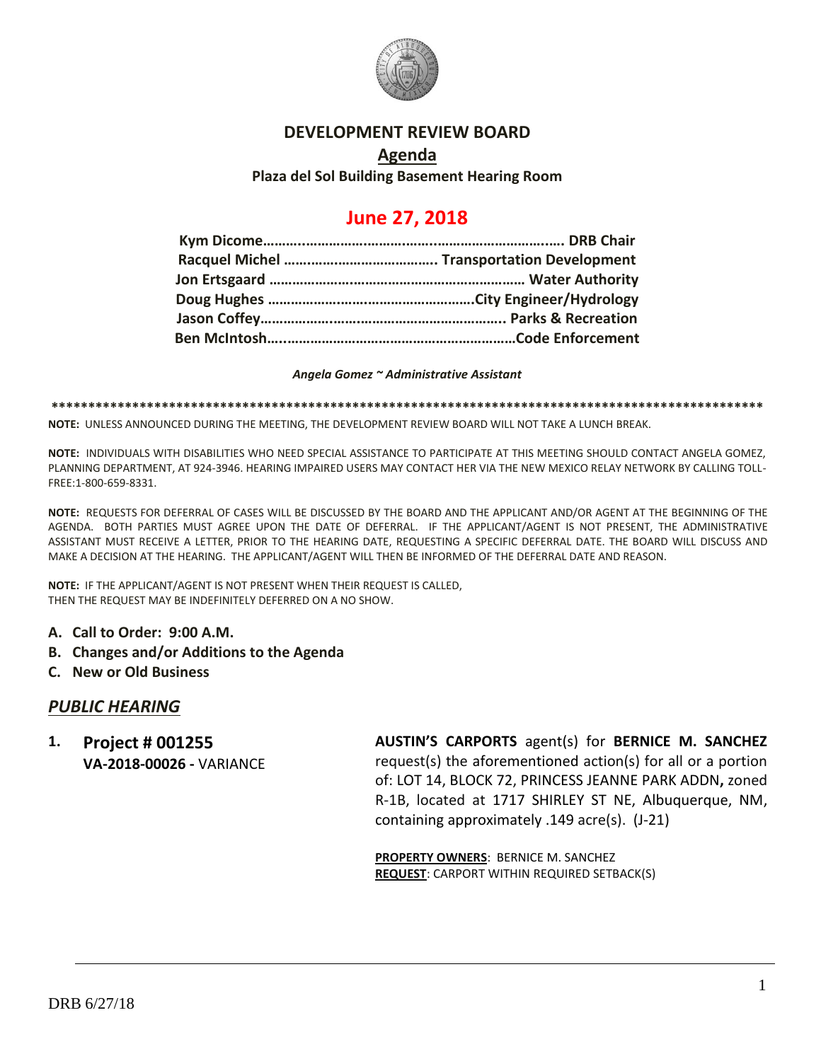# DEVELOPMENT REVIEW BOARD

## Agenda

**Plaza del Sol Building Basement Hearing Room**

## June 27, 2018

**Kym Dicome………..…………………………...……………………….…. DRB Chair**
**Racquel Michel ………………………………….. Transportation Development**
**Jon Ertsgaard ………………………………………………………… Water Authority**
**Doug Hughes ……………………………………………….City Engineer/Hydrology**
**Jason Coffey…………………..……………………………………. Parks & Recreation**
**Ben McIntosh…..……………………………………………………Code Enforcement**

*Angela Gomez ~ Administrative Assistant*

**\*\*\*\*\*\*\*\*\*\*\*\*\*\*\*\*\*\*\*\*\*\*\*\*\*\*\*\*\*\*\*\*\*\*\*\*\*\*\*\*\*\*\*\*\*\*\*\*\*\*\*\*\*\*\*\*\*\*\*\*\*\*\*\*\*\*\*\*\*\*\*\*\*\*\*\*\*\*\*\*\*\*\*\*\*\*\*\*\*\*\*\*\*\*\*\*\*\*\*\***

**NOTE:** UNLESS ANNOUNCED DURING THE MEETING, THE DEVELOPMENT REVIEW BOARD WILL NOT TAKE A LUNCH BREAK.

**NOTE:** INDIVIDUALS WITH DISABILITIES WHO NEED SPECIAL ASSISTANCE TO PARTICIPATE AT THIS MEETING SHOULD CONTACT ANGELA GOMEZ, PLANNING DEPARTMENT, AT 924-3946. HEARING IMPAIRED USERS MAY CONTACT HER VIA THE NEW MEXICO RELAY NETWORK BY CALLING TOLL-FREE:1-800-659-8331.

**NOTE:** REQUESTS FOR DEFERRAL OF CASES WILL BE DISCUSSED BY THE BOARD AND THE APPLICANT AND/OR AGENT AT THE BEGINNING OF THE AGENDA. BOTH PARTIES MUST AGREE UPON THE DATE OF DEFERRAL. IF THE APPLICANT/AGENT IS NOT PRESENT, THE ADMINISTRATIVE ASSISTANT MUST RECEIVE A LETTER, PRIOR TO THE HEARING DATE, REQUESTING A SPECIFIC DEFERRAL DATE. THE BOARD WILL DISCUSS AND MAKE A DECISION AT THE HEARING. THE APPLICANT/AGENT WILL THEN BE INFORMED OF THE DEFERRAL DATE AND REASON.

**NOTE:** IF THE APPLICANT/AGENT IS NOT PRESENT WHEN THEIR REQUEST IS CALLED, THEN THE REQUEST MAY BE INDEFINITELY DEFERRED ON A NO SHOW.

- **A. Call to Order: 9:00 A.M.**
- **B. Changes and/or Additions to the Agenda**
- **C. New or Old Business**

## *PUBLIC HEARING*

**1. Project # 001255**
**VA-2018-00026 -** VARIANCE

**AUSTIN'S CARPORTS** agent(s) for **BERNICE M. SANCHEZ** request(s) the aforementioned action(s) for all or a portion of: LOT 14, BLOCK 72, PRINCESS JEANNE PARK ADDN**,** zoned R-1B, located at 1717 SHIRLEY ST NE, Albuquerque, NM, containing approximately .149 acre(s). (J-21)

**PROPERTY OWNERS**: BERNICE M. SANCHEZ
**REQUEST**: CARPORT WITHIN REQUIRED SETBACK(S)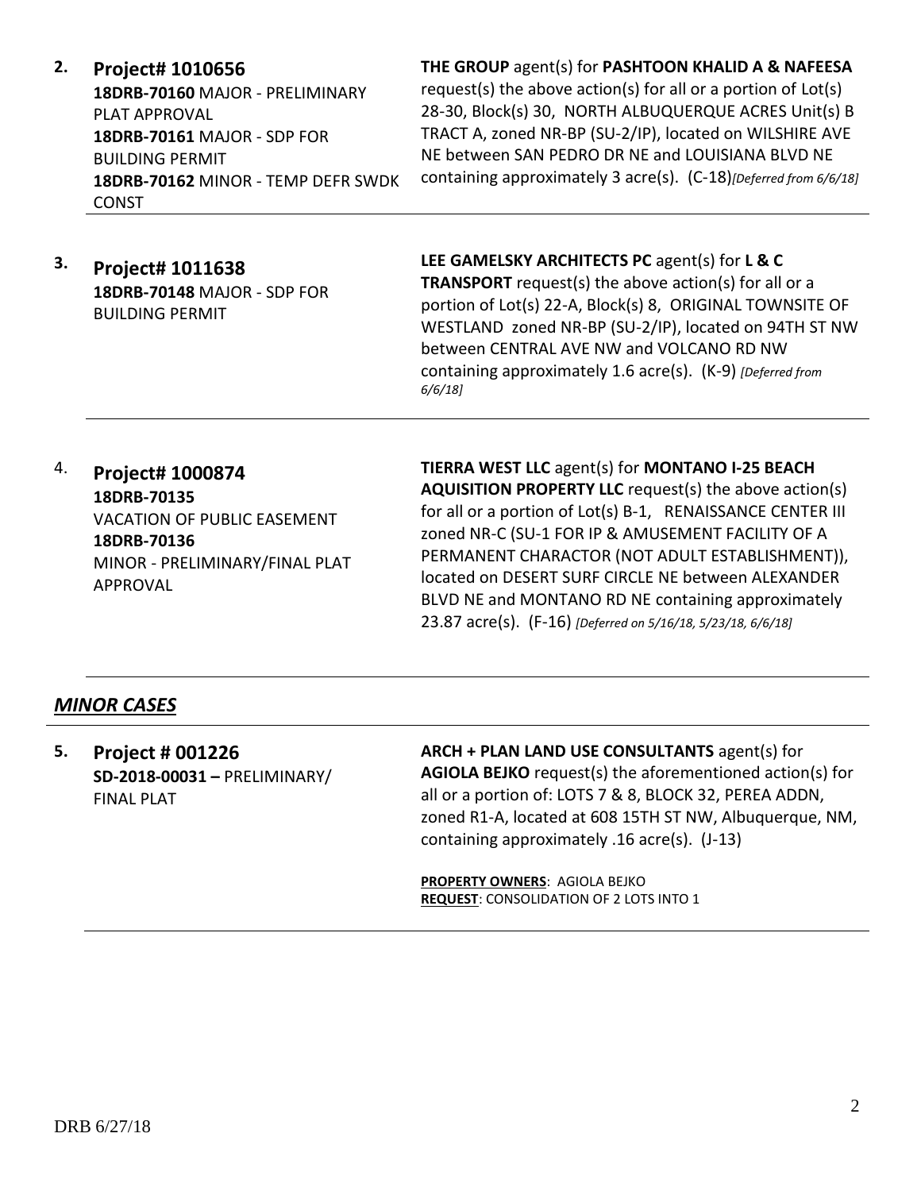| | | |
|---|---|---|
| **2.** | **Project# 1010656**<br>**18DRB-70160** MAJOR - PRELIMINARY PLAT APPROVAL<br>**18DRB-70161** MAJOR - SDP FOR BUILDING PERMIT<br>**18DRB-70162** MINOR - TEMP DEFR SWDK CONST | **THE GROUP** agent(s) for **PASHTOON KHALID A & NAFEESA** request(s) the above action(s) for all or a portion of Lot(s) 28-30, Block(s) 30, NORTH ALBUQUERQUE ACRES Unit(s) B TRACT A, zoned NR-BP (SU-2/IP), located on WILSHIRE AVE NE between SAN PEDRO DR NE and LOUISIANA BLVD NE containing approximately 3 acre(s). (C-18)*[Deferred from 6/6/18]* |
| **3.** | **Project# 1011638**<br>**18DRB-70148** MAJOR - SDP FOR BUILDING PERMIT | **LEE GAMELSKY ARCHITECTS PC** agent(s) for **L & C TRANSPORT** request(s) the above action(s) for all or a portion of Lot(s) 22-A, Block(s) 8, ORIGINAL TOWNSITE OF WESTLAND zoned NR-BP (SU-2/IP), located on 94TH ST NW between CENTRAL AVE NW and VOLCANO RD NW containing approximately 1.6 acre(s). (K-9) *[Deferred from 6/6/18]* |
| 4. | **Project# 1000874**<br>**18DRB-70135**<br>VACATION OF PUBLIC EASEMENT<br>**18DRB-70136**<br>MINOR - PRELIMINARY/FINAL PLAT APPROVAL | **TIERRA WEST LLC** agent(s) for **MONTANO I-25 BEACH AQUISITION PROPERTY LLC** request(s) the above action(s) for all or a portion of Lot(s) B-1, RENAISSANCE CENTER III zoned NR-C (SU-1 FOR IP & AMUSEMENT FACILITY OF A PERMANENT CHARACTOR (NOT ADULT ESTABLISHMENT)), located on DESERT SURF CIRCLE NE between ALEXANDER BLVD NE and MONTANO RD NE containing approximately 23.87 acre(s). (F-16) *[Deferred on 5/16/18, 5/23/18, 6/6/18]* |

## ***MINOR CASES***

| | | |
|---|---|---|
| **5.** | **Project # 001226**<br>**SD-2018-00031 –** PRELIMINARY/ FINAL PLAT | **ARCH + PLAN LAND USE CONSULTANTS** agent(s) for **AGIOLA BEJKO** request(s) the aforementioned action(s) for all or a portion of: LOTS 7 & 8, BLOCK 32, PEREA ADDN, zoned R1-A, located at 608 15TH ST NW, Albuquerque, NM, containing approximately .16 acre(s). (J-13)<br><br>**PROPERTY OWNERS**: AGIOLA BEJKO<br>**REQUEST**: CONSOLIDATION OF 2 LOTS INTO 1 |

DRB 6/27/18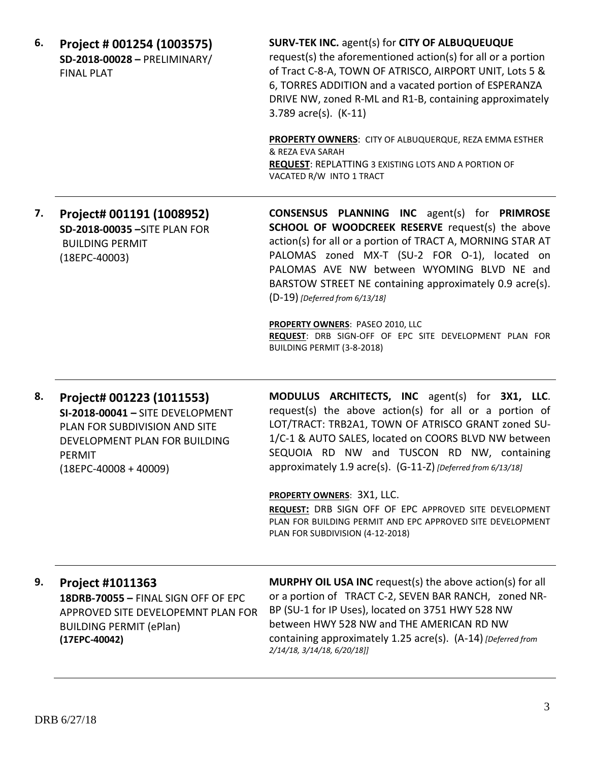**6. Project # 001254 (1003575)**
**SD-2018-00028 –** PRELIMINARY/ FINAL PLAT

**SURV-TEK INC.** agent(s) for **CITY OF ALBUQUEUQUE** request(s) the aforementioned action(s) for all or a portion of Tract C-8-A, TOWN OF ATRISCO, AIRPORT UNIT, Lots 5 & 6, TORRES ADDITION and a vacated portion of ESPERANZA DRIVE NW, zoned R-ML and R1-B, containing approximately 3.789 acre(s). (K-11)

**PROPERTY OWNERS**: CITY OF ALBUQUERQUE, REZA EMMA ESTHER & REZA EVA SARAH
**REQUEST**: REPLATTING 3 EXISTING LOTS AND A PORTION OF VACATED R/W INTO 1 TRACT

---

**7. Project# 001191 (1008952)**
**SD-2018-00035 –**SITE PLAN FOR BUILDING PERMIT
(18EPC-40003)

**CONSENSUS PLANNING INC** agent(s) for **PRIMROSE SCHOOL OF WOODCREEK RESERVE** request(s) the above action(s) for all or a portion of TRACT A, MORNING STAR AT PALOMAS zoned MX-T (SU-2 FOR O-1), located on PALOMAS AVE NW between WYOMING BLVD NE and BARSTOW STREET NE containing approximately 0.9 acre(s). (D-19) *[Deferred from 6/13/18]*

**PROPERTY OWNERS**: PASEO 2010, LLC
**REQUEST**: DRB SIGN-OFF OF EPC SITE DEVELOPMENT PLAN FOR BUILDING PERMIT (3-8-2018)

---

**8. Project# 001223 (1011553)**
**SI-2018-00041 –** SITE DEVELOPMENT PLAN FOR SUBDIVISION AND SITE DEVELOPMENT PLAN FOR BUILDING PERMIT
(18EPC-40008 + 40009)

**MODULUS ARCHITECTS, INC** agent(s) for **3X1, LLC**. request(s) the above action(s) for all or a portion of LOT/TRACT: TRB2A1, TOWN OF ATRISCO GRANT zoned SU-1/C-1 & AUTO SALES, located on COORS BLVD NW between SEQUOIA RD NW and TUSCON RD NW, containing approximately 1.9 acre(s). (G-11-Z) *[Deferred from 6/13/18]*

**PROPERTY OWNERS**: 3X1, LLC.
**REQUEST:** DRB SIGN OFF OF EPC APPROVED SITE DEVELOPMENT PLAN FOR BUILDING PERMIT AND EPC APPROVED SITE DEVELOPMENT PLAN FOR SUBDIVISION (4-12-2018)

---

**9. Project #1011363**
**18DRB-70055 –** FINAL SIGN OFF OF EPC APPROVED SITE DEVELOPEMNT PLAN FOR BUILDING PERMIT (ePlan)
**(17EPC-40042)**

**MURPHY OIL USA INC** request(s) the above action(s) for all or a portion of TRACT C-2, SEVEN BAR RANCH, zoned NR-BP (SU-1 for IP Uses), located on 3751 HWY 528 NW between HWY 528 NW and THE AMERICAN RD NW containing approximately 1.25 acre(s). (A-14) *[Deferred from 2/14/18, 3/14/18, 6/20/18]]*

---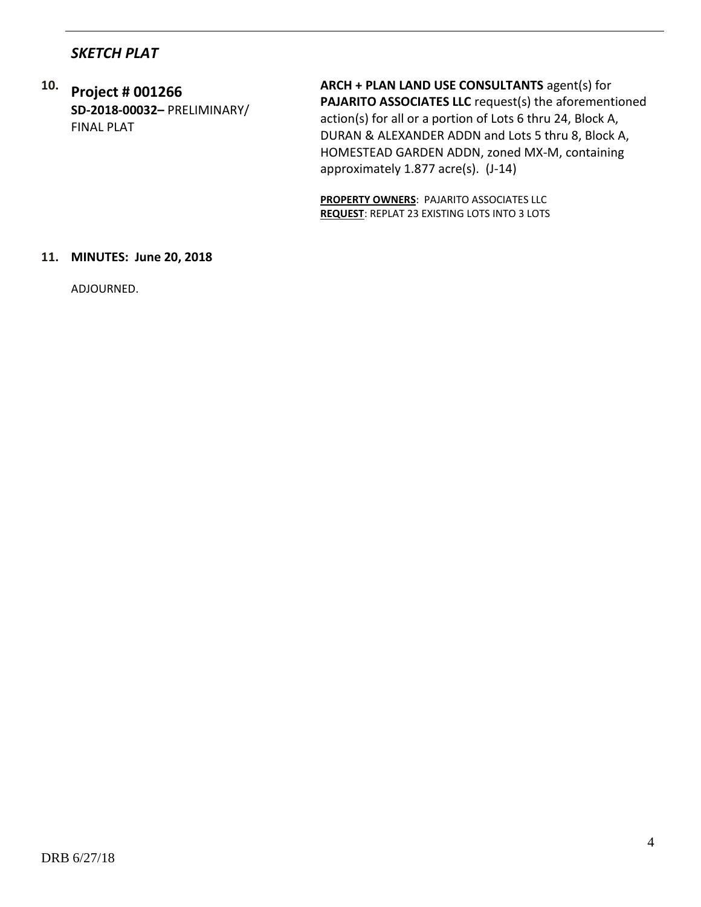## *SKETCH PLAT*

10. **Project # 001266**
**SD-2018-00032–** PRELIMINARY/ FINAL PLAT

**ARCH + PLAN LAND USE CONSULTANTS** agent(s) for **PAJARITO ASSOCIATES LLC** request(s) the aforementioned action(s) for all or a portion of Lots 6 thru 24, Block A, DURAN & ALEXANDER ADDN and Lots 5 thru 8, Block A, HOMESTEAD GARDEN ADDN, zoned MX-M, containing approximately 1.877 acre(s). (J-14)

**PROPERTY OWNERS**: PAJARITO ASSOCIATES LLC
**REQUEST**: REPLAT 23 EXISTING LOTS INTO 3 LOTS

11. **MINUTES: June 20, 2018**

ADJOURNED.

DRB 6/27/18